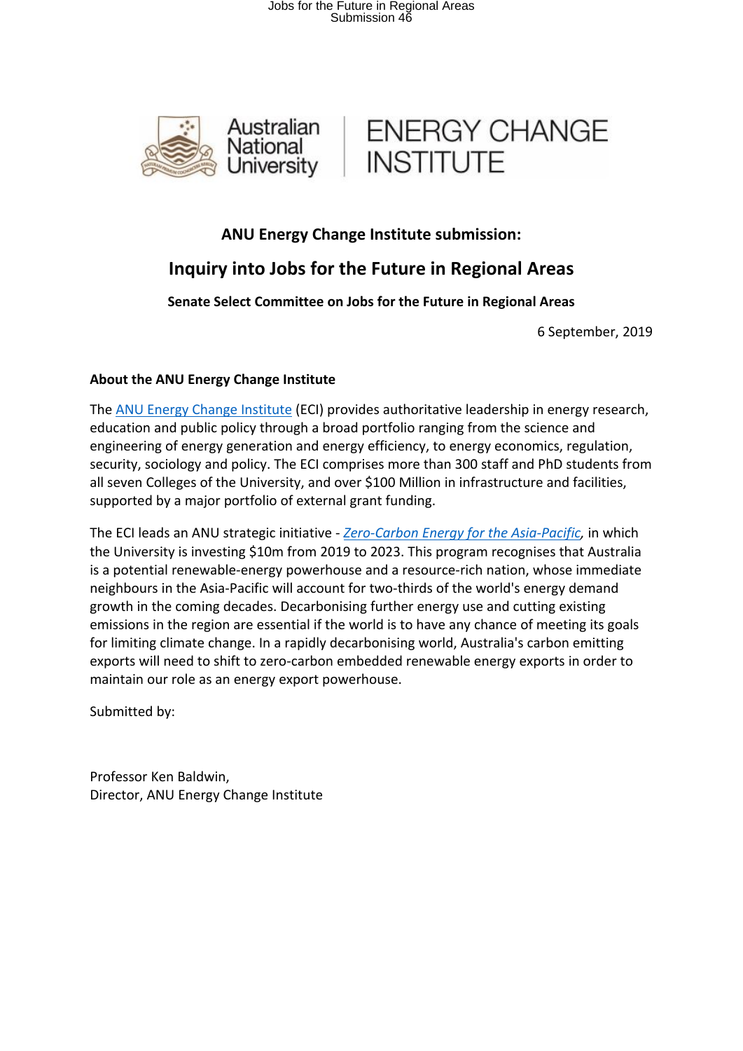# ANU Energy Change Institute submission:

## Inquiry into Jobs for the Future in Regional Areas

**Senate Select Committee on Jobs for the Future in Regional Areas**

6 September, 2019

**About the ANU Energy Change Institute**

The ANU Energy Change Institute (ECI) provides authoritative leadership in energy research, education and public policy through a broad portfolio ranging from the science and engineering of energy generation and energy efficiency, to energy economics, regulation, security, sociology and policy. The ECI comprises more than 300 staff and PhD students from all seven Colleges of the University, and over $100 Million in infrastructure and facilities, supported by a major portfolio of external grant funding.

The ECI leads an ANU strategic initiative - *Zero-Carbon Energy for the Asia-Pacific*, in which the University is investing $10m from 2019 to 2023. This program recognises that Australia is a potential renewable-energy powerhouse and a resource-rich nation, whose immediate neighbours in the Asia-Pacific will account for two-thirds of the world's energy demand growth in the coming decades. Decarbonising further energy use and cutting existing emissions in the region are essential if the world is to have any chance of meeting its goals for limiting climate change. In a rapidly decarbonising world, Australia's carbon emitting exports will need to shift to zero-carbon embedded renewable energy exports in order to maintain our role as an energy export powerhouse.

Submitted by:

Professor Ken Baldwin,
Director, ANU Energy Change Institute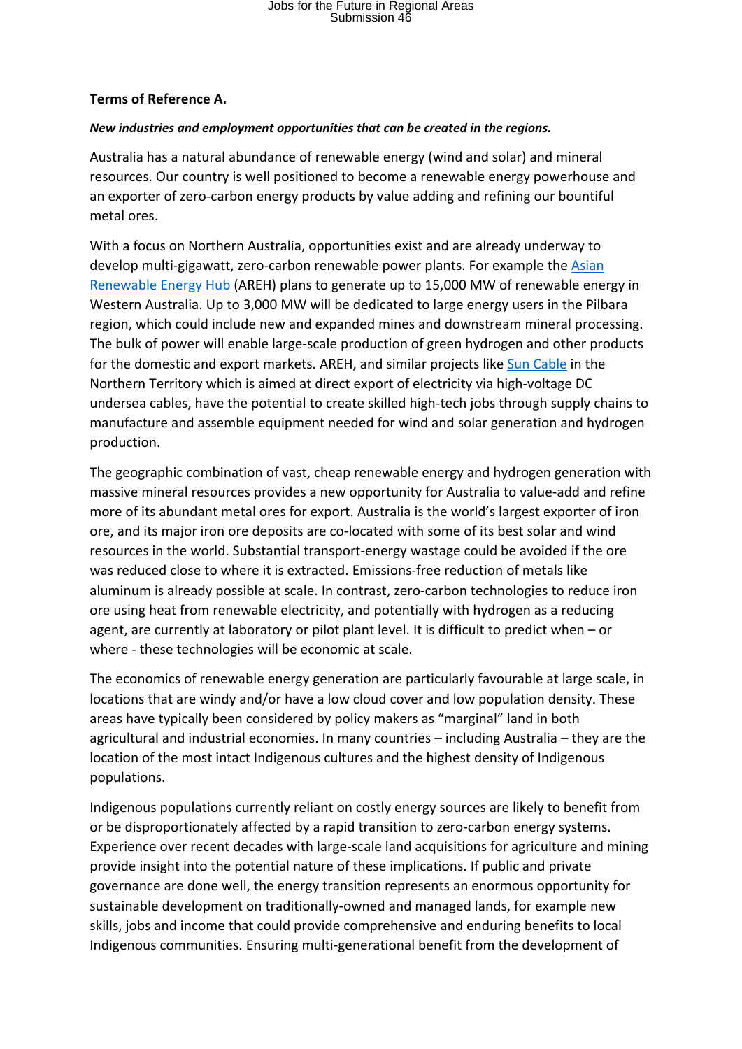**Terms of Reference A.**

***New industries and employment opportunities that can be created in the regions.***

Australia has a natural abundance of renewable energy (wind and solar) and mineral resources. Our country is well positioned to become a renewable energy powerhouse and an exporter of zero-carbon energy products by value adding and refining our bountiful metal ores.

With a focus on Northern Australia, opportunities exist and are already underway to develop multi-gigawatt, zero-carbon renewable power plants. For example the Asian Renewable Energy Hub (AREH) plans to generate up to 15,000 MW of renewable energy in Western Australia. Up to 3,000 MW will be dedicated to large energy users in the Pilbara region, which could include new and expanded mines and downstream mineral processing. The bulk of power will enable large-scale production of green hydrogen and other products for the domestic and export markets. AREH, and similar projects like Sun Cable in the Northern Territory which is aimed at direct export of electricity via high-voltage DC undersea cables, have the potential to create skilled high-tech jobs through supply chains to manufacture and assemble equipment needed for wind and solar generation and hydrogen production.

The geographic combination of vast, cheap renewable energy and hydrogen generation with massive mineral resources provides a new opportunity for Australia to value-add and refine more of its abundant metal ores for export. Australia is the world's largest exporter of iron ore, and its major iron ore deposits are co-located with some of its best solar and wind resources in the world. Substantial transport-energy wastage could be avoided if the ore was reduced close to where it is extracted. Emissions-free reduction of metals like aluminum is already possible at scale. In contrast, zero-carbon technologies to reduce iron ore using heat from renewable electricity, and potentially with hydrogen as a reducing agent, are currently at laboratory or pilot plant level. It is difficult to predict when – or where - these technologies will be economic at scale.

The economics of renewable energy generation are particularly favourable at large scale, in locations that are windy and/or have a low cloud cover and low population density. These areas have typically been considered by policy makers as "marginal" land in both agricultural and industrial economies. In many countries – including Australia – they are the location of the most intact Indigenous cultures and the highest density of Indigenous populations.

Indigenous populations currently reliant on costly energy sources are likely to benefit from or be disproportionately affected by a rapid transition to zero-carbon energy systems. Experience over recent decades with large-scale land acquisitions for agriculture and mining provide insight into the potential nature of these implications. If public and private governance are done well, the energy transition represents an enormous opportunity for sustainable development on traditionally-owned and managed lands, for example new skills, jobs and income that could provide comprehensive and enduring benefits to local Indigenous communities. Ensuring multi-generational benefit from the development of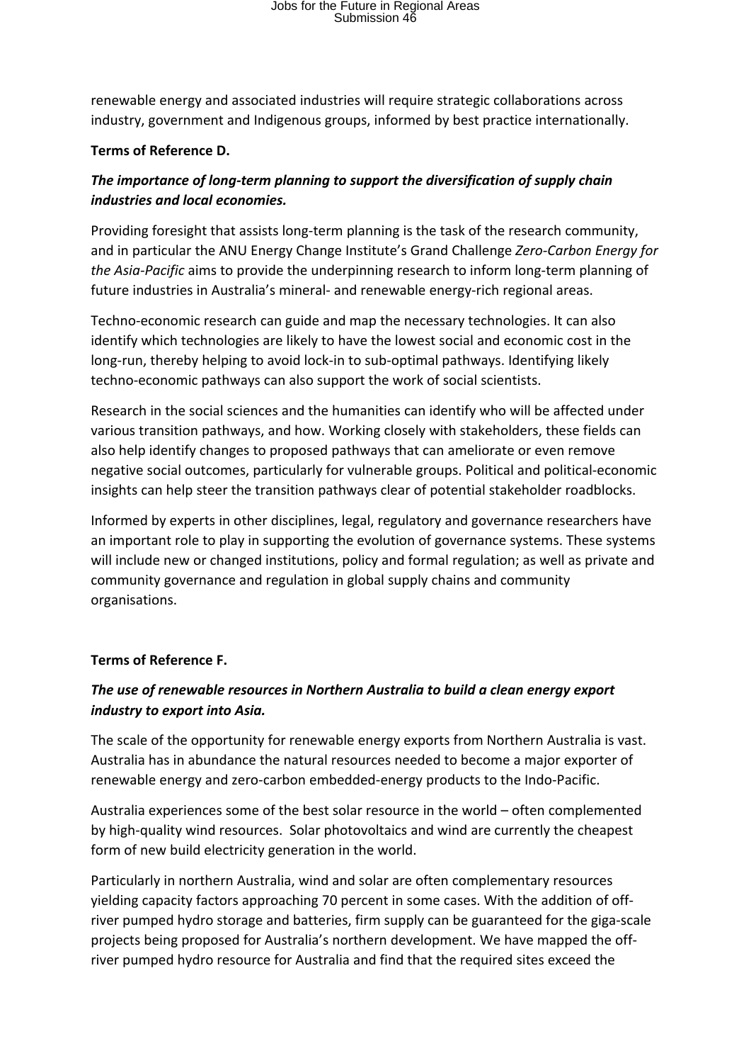renewable energy and associated industries will require strategic collaborations across industry, government and Indigenous groups, informed by best practice internationally.

**Terms of Reference D.**

***The importance of long-term planning to support the diversification of supply chain industries and local economies.***

Providing foresight that assists long-term planning is the task of the research community, and in particular the ANU Energy Change Institute's Grand Challenge *Zero-Carbon Energy for the Asia-Pacific* aims to provide the underpinning research to inform long-term planning of future industries in Australia's mineral- and renewable energy-rich regional areas.

Techno-economic research can guide and map the necessary technologies. It can also identify which technologies are likely to have the lowest social and economic cost in the long-run, thereby helping to avoid lock-in to sub-optimal pathways. Identifying likely techno-economic pathways can also support the work of social scientists.

Research in the social sciences and the humanities can identify who will be affected under various transition pathways, and how. Working closely with stakeholders, these fields can also help identify changes to proposed pathways that can ameliorate or even remove negative social outcomes, particularly for vulnerable groups. Political and political-economic insights can help steer the transition pathways clear of potential stakeholder roadblocks.

Informed by experts in other disciplines, legal, regulatory and governance researchers have an important role to play in supporting the evolution of governance systems. These systems will include new or changed institutions, policy and formal regulation; as well as private and community governance and regulation in global supply chains and community organisations.

**Terms of Reference F.**

***The use of renewable resources in Northern Australia to build a clean energy export industry to export into Asia.***

The scale of the opportunity for renewable energy exports from Northern Australia is vast. Australia has in abundance the natural resources needed to become a major exporter of renewable energy and zero-carbon embedded-energy products to the Indo-Pacific.

Australia experiences some of the best solar resource in the world – often complemented by high-quality wind resources. Solar photovoltaics and wind are currently the cheapest form of new build electricity generation in the world.

Particularly in northern Australia, wind and solar are often complementary resources yielding capacity factors approaching 70 percent in some cases. With the addition of off-river pumped hydro storage and batteries, firm supply can be guaranteed for the giga-scale projects being proposed for Australia's northern development. We have mapped the off-river pumped hydro resource for Australia and find that the required sites exceed the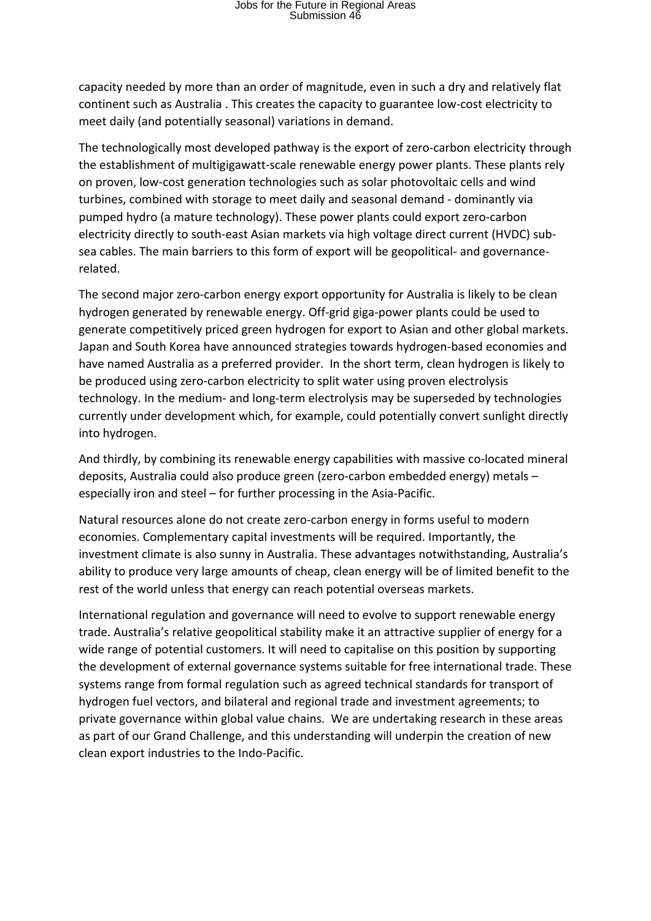capacity needed by more than an order of magnitude, even in such a dry and relatively flat continent such as Australia . This creates the capacity to guarantee low-cost electricity to meet daily (and potentially seasonal) variations in demand.

The technologically most developed pathway is the export of zero-carbon electricity through the establishment of multigigawatt-scale renewable energy power plants. These plants rely on proven, low-cost generation technologies such as solar photovoltaic cells and wind turbines, combined with storage to meet daily and seasonal demand - dominantly via pumped hydro (a mature technology). These power plants could export zero-carbon electricity directly to south-east Asian markets via high voltage direct current (HVDC) sub-sea cables. The main barriers to this form of export will be geopolitical- and governance-related.

The second major zero-carbon energy export opportunity for Australia is likely to be clean hydrogen generated by renewable energy. Off-grid giga-power plants could be used to generate competitively priced green hydrogen for export to Asian and other global markets. Japan and South Korea have announced strategies towards hydrogen-based economies and have named Australia as a preferred provider. In the short term, clean hydrogen is likely to be produced using zero-carbon electricity to split water using proven electrolysis technology. In the medium- and long-term electrolysis may be superseded by technologies currently under development which, for example, could potentially convert sunlight directly into hydrogen.

And thirdly, by combining its renewable energy capabilities with massive co-located mineral deposits, Australia could also produce green (zero-carbon embedded energy) metals – especially iron and steel – for further processing in the Asia-Pacific.

Natural resources alone do not create zero-carbon energy in forms useful to modern economies. Complementary capital investments will be required. Importantly, the investment climate is also sunny in Australia. These advantages notwithstanding, Australia's ability to produce very large amounts of cheap, clean energy will be of limited benefit to the rest of the world unless that energy can reach potential overseas markets.

International regulation and governance will need to evolve to support renewable energy trade. Australia's relative geopolitical stability make it an attractive supplier of energy for a wide range of potential customers. It will need to capitalise on this position by supporting the development of external governance systems suitable for free international trade. These systems range from formal regulation such as agreed technical standards for transport of hydrogen fuel vectors, and bilateral and regional trade and investment agreements; to private governance within global value chains. We are undertaking research in these areas as part of our Grand Challenge, and this understanding will underpin the creation of new clean export industries to the Indo-Pacific.